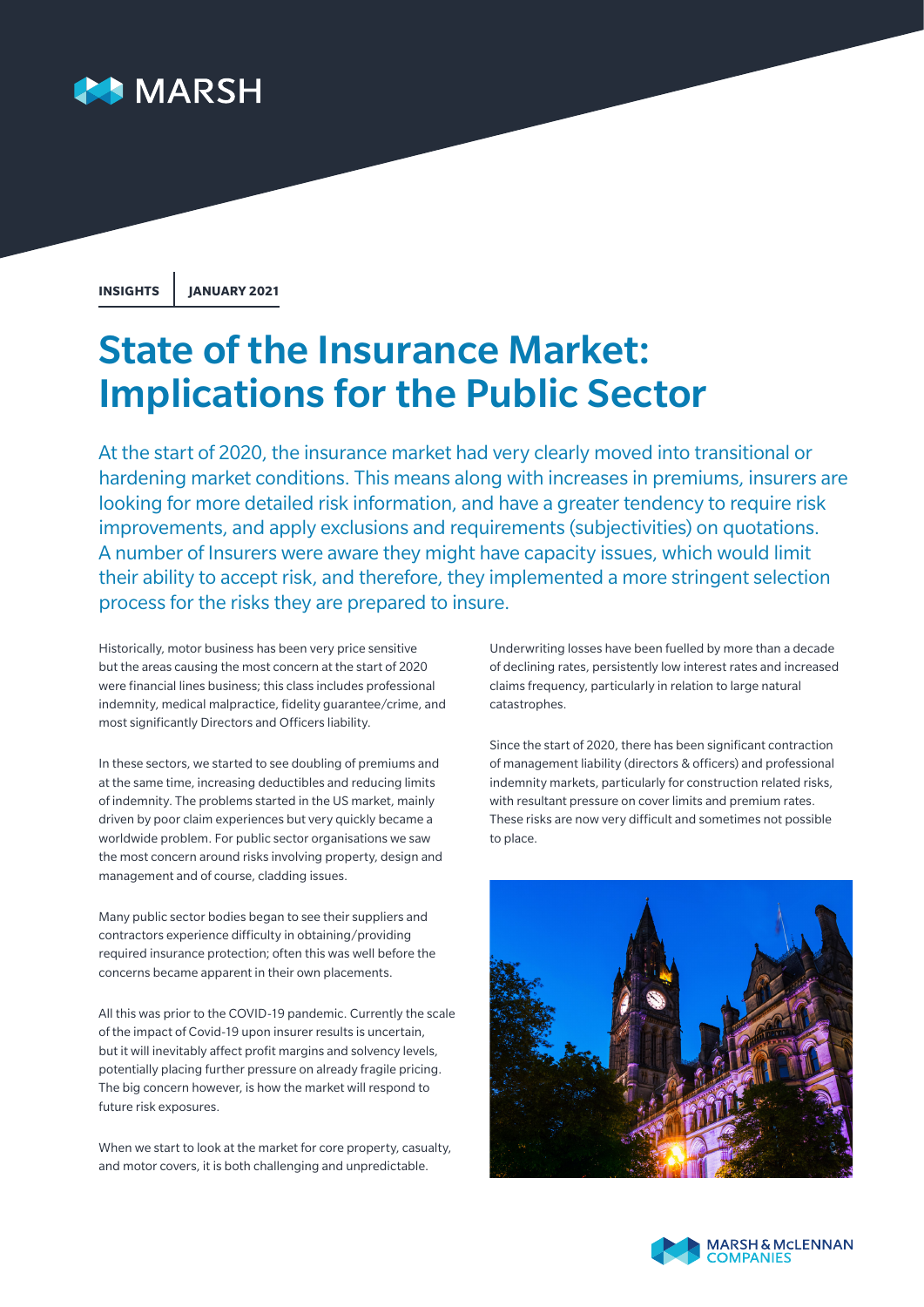INSIGHTS | JANUARY 2021

# State of the Insurance Market: Implications for the Public Sector

At the start of 2020, the insurance market had very clearly moved into transitional or hardening market conditions. This means along with increases in premiums, insurers are looking for more detailed risk information, and have a greater tendency to require risk improvements, and apply exclusions and requirements (subjectivities) on quotations. A number of Insurers were aware they might have capacity issues, which would limit their ability to accept risk, and therefore, they implemented a more stringent selection process for the risks they are prepared to insure.

Historically, motor business has been very price sensitive but the areas causing the most concern at the start of 2020 were financial lines business; this class includes professional indemnity, medical malpractice, fidelity guarantee/crime, and most significantly Directors and Officers liability.

In these sectors, we started to see doubling of premiums and at the same time, increasing deductibles and reducing limits of indemnity. The problems started in the US market, mainly driven by poor claim experiences but very quickly became a worldwide problem. For public sector organisations we saw the most concern around risks involving property, design and management and of course, cladding issues.

Many public sector bodies began to see their suppliers and contractors experience difficulty in obtaining/providing required insurance protection; often this was well before the concerns became apparent in their own placements.

All this was prior to the COVID-19 pandemic. Currently the scale of the impact of Covid-19 upon insurer results is uncertain, but it will inevitably affect profit margins and solvency levels, potentially placing further pressure on already fragile pricing. The big concern however, is how the market will respond to future risk exposures.

When we start to look at the market for core property, casualty, and motor covers, it is both challenging and unpredictable.

Underwriting losses have been fuelled by more than a decade of declining rates, persistently low interest rates and increased claims frequency, particularly in relation to large natural catastrophes.

Since the start of 2020, there has been significant contraction of management liability (directors & officers) and professional indemnity markets, particularly for construction related risks, with resultant pressure on cover limits and premium rates. These risks are now very difficult and sometimes not possible to place.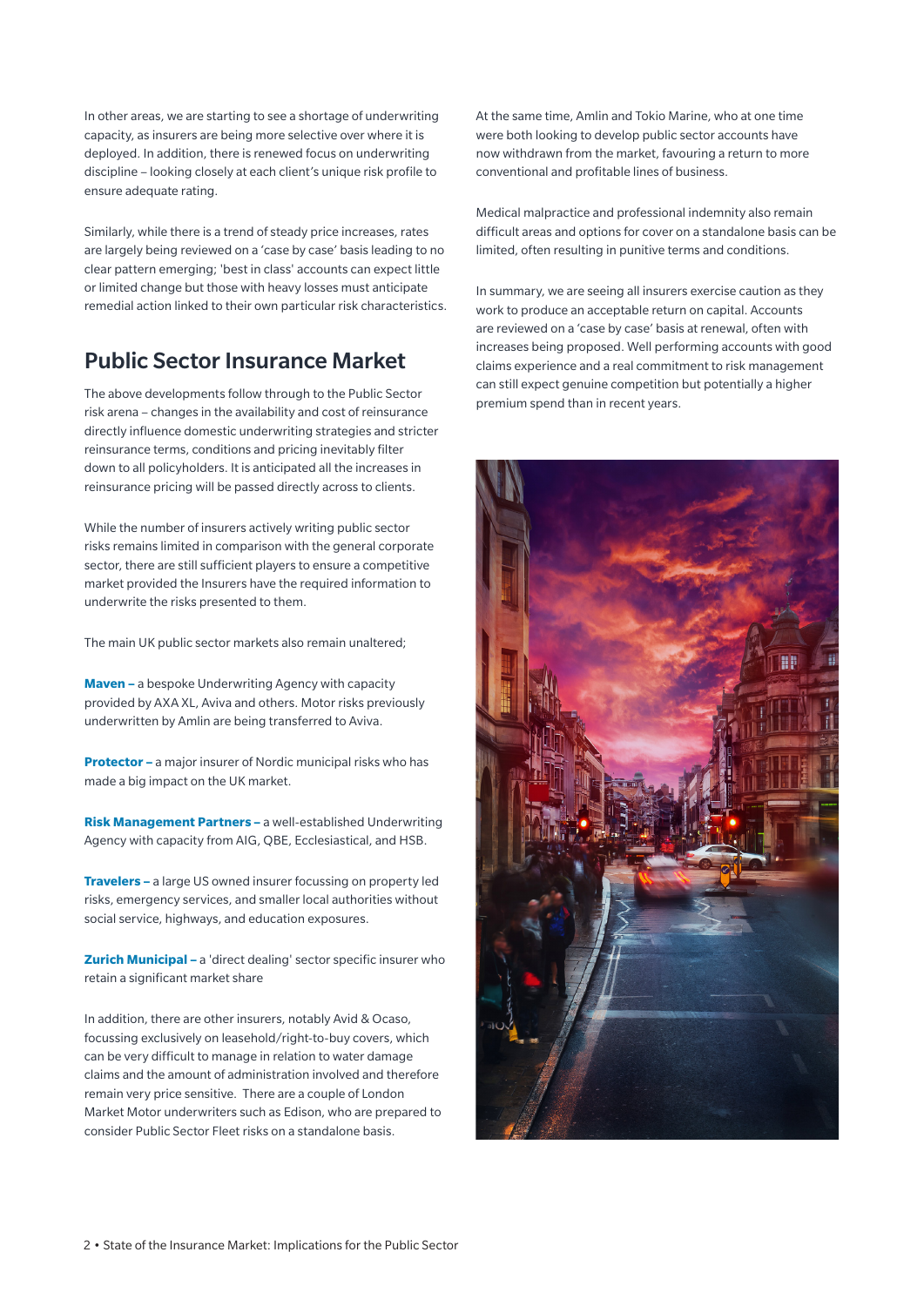In other areas, we are starting to see a shortage of underwriting capacity, as insurers are being more selective over where it is deployed. In addition, there is renewed focus on underwriting discipline – looking closely at each client's unique risk profile to ensure adequate rating.

Similarly, while there is a trend of steady price increases, rates are largely being reviewed on a 'case by case' basis leading to no clear pattern emerging; 'best in class' accounts can expect little or limited change but those with heavy losses must anticipate remedial action linked to their own particular risk characteristics.

## Public Sector Insurance Market

The above developments follow through to the Public Sector risk arena – changes in the availability and cost of reinsurance directly influence domestic underwriting strategies and stricter reinsurance terms, conditions and pricing inevitably filter down to all policyholders. It is anticipated all the increases in reinsurance pricing will be passed directly across to clients.

While the number of insurers actively writing public sector risks remains limited in comparison with the general corporate sector, there are still sufficient players to ensure a competitive market provided the Insurers have the required information to underwrite the risks presented to them.

The main UK public sector markets also remain unaltered;

**Maven –** a bespoke Underwriting Agency with capacity provided by AXA XL, Aviva and others. Motor risks previously underwritten by Amlin are being transferred to Aviva.

**Protector –** a major insurer of Nordic municipal risks who has made a big impact on the UK market.

**Risk Management Partners –** a well-established Underwriting Agency with capacity from AIG, QBE, Ecclesiastical, and HSB.

**Travelers –** a large US owned insurer focussing on property led risks, emergency services, and smaller local authorities without social service, highways, and education exposures.

**Zurich Municipal –** a 'direct dealing' sector specific insurer who retain a significant market share

In addition, there are other insurers, notably Avid & Ocaso, focussing exclusively on leasehold/right-to-buy covers, which can be very difficult to manage in relation to water damage claims and the amount of administration involved and therefore remain very price sensitive. There are a couple of London Market Motor underwriters such as Edison, who are prepared to consider Public Sector Fleet risks on a standalone basis.

At the same time, Amlin and Tokio Marine, who at one time were both looking to develop public sector accounts have now withdrawn from the market, favouring a return to more conventional and profitable lines of business.

Medical malpractice and professional indemnity also remain difficult areas and options for cover on a standalone basis can be limited, often resulting in punitive terms and conditions.

In summary, we are seeing all insurers exercise caution as they work to produce an acceptable return on capital. Accounts are reviewed on a 'case by case' basis at renewal, often with increases being proposed. Well performing accounts with good claims experience and a real commitment to risk management can still expect genuine competition but potentially a higher premium spend than in recent years.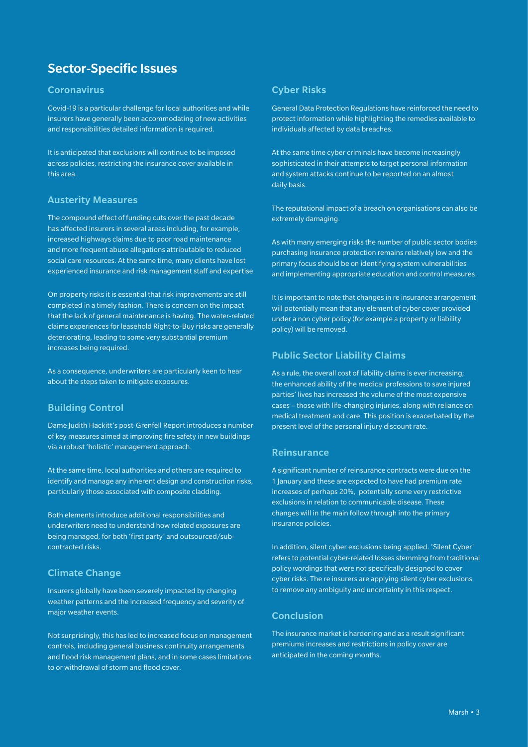## Sector-Specific Issues

### Coronavirus

Covid-19 is a particular challenge for local authorities and while insurers have generally been accommodating of new activities and responsibilities detailed information is required.

It is anticipated that exclusions will continue to be imposed across policies, restricting the insurance cover available in this area.

### Austerity Measures

The compound effect of funding cuts over the past decade has affected insurers in several areas including, for example, increased highways claims due to poor road maintenance and more frequent abuse allegations attributable to reduced social care resources. At the same time, many clients have lost experienced insurance and risk management staff and expertise.

On property risks it is essential that risk improvements are still completed in a timely fashion. There is concern on the impact that the lack of general maintenance is having. The water-related claims experiences for leasehold Right-to-Buy risks are generally deteriorating, leading to some very substantial premium increases being required.

As a consequence, underwriters are particularly keen to hear about the steps taken to mitigate exposures.

### Building Control

Dame Judith Hackitt's post-Grenfell Report introduces a number of key measures aimed at improving fire safety in new buildings via a robust 'holistic' management approach.

At the same time, local authorities and others are required to identify and manage any inherent design and construction risks, particularly those associated with composite cladding.

Both elements introduce additional responsibilities and underwriters need to understand how related exposures are being managed, for both 'first party' and outsourced/sub-contracted risks.

### Climate Change

Insurers globally have been severely impacted by changing weather patterns and the increased frequency and severity of major weather events.

Not surprisingly, this has led to increased focus on management controls, including general business continuity arrangements and flood risk management plans, and in some cases limitations to or withdrawal of storm and flood cover.

### Cyber Risks

General Data Protection Regulations have reinforced the need to protect information while highlighting the remedies available to individuals affected by data breaches.

At the same time cyber criminals have become increasingly sophisticated in their attempts to target personal information and system attacks continue to be reported on an almost daily basis.

The reputational impact of a breach on organisations can also be extremely damaging.

As with many emerging risks the number of public sector bodies purchasing insurance protection remains relatively low and the primary focus should be on identifying system vulnerabilities and implementing appropriate education and control measures.

It is important to note that changes in re insurance arrangement will potentially mean that any element of cyber cover provided under a non cyber policy (for example a property or liability policy) will be removed.

### Public Sector Liability Claims

As a rule, the overall cost of liability claims is ever increasing; the enhanced ability of the medical professions to save injured parties' lives has increased the volume of the most expensive cases – those with life-changing injuries, along with reliance on medical treatment and care. This position is exacerbated by the present level of the personal injury discount rate.

### Reinsurance

A significant number of reinsurance contracts were due on the 1 January and these are expected to have had premium rate increases of perhaps 20%, potentially some very restrictive exclusions in relation to communicable disease. These changes will in the main follow through into the primary insurance policies.

In addition, silent cyber exclusions being applied. 'Silent Cyber' refers to potential cyber-related losses stemming from traditional policy wordings that were not specifically designed to cover cyber risks. The re insurers are applying silent cyber exclusions to remove any ambiguity and uncertainty in this respect.

### Conclusion

The insurance market is hardening and as a result significant premiums increases and restrictions in policy cover are anticipated in the coming months.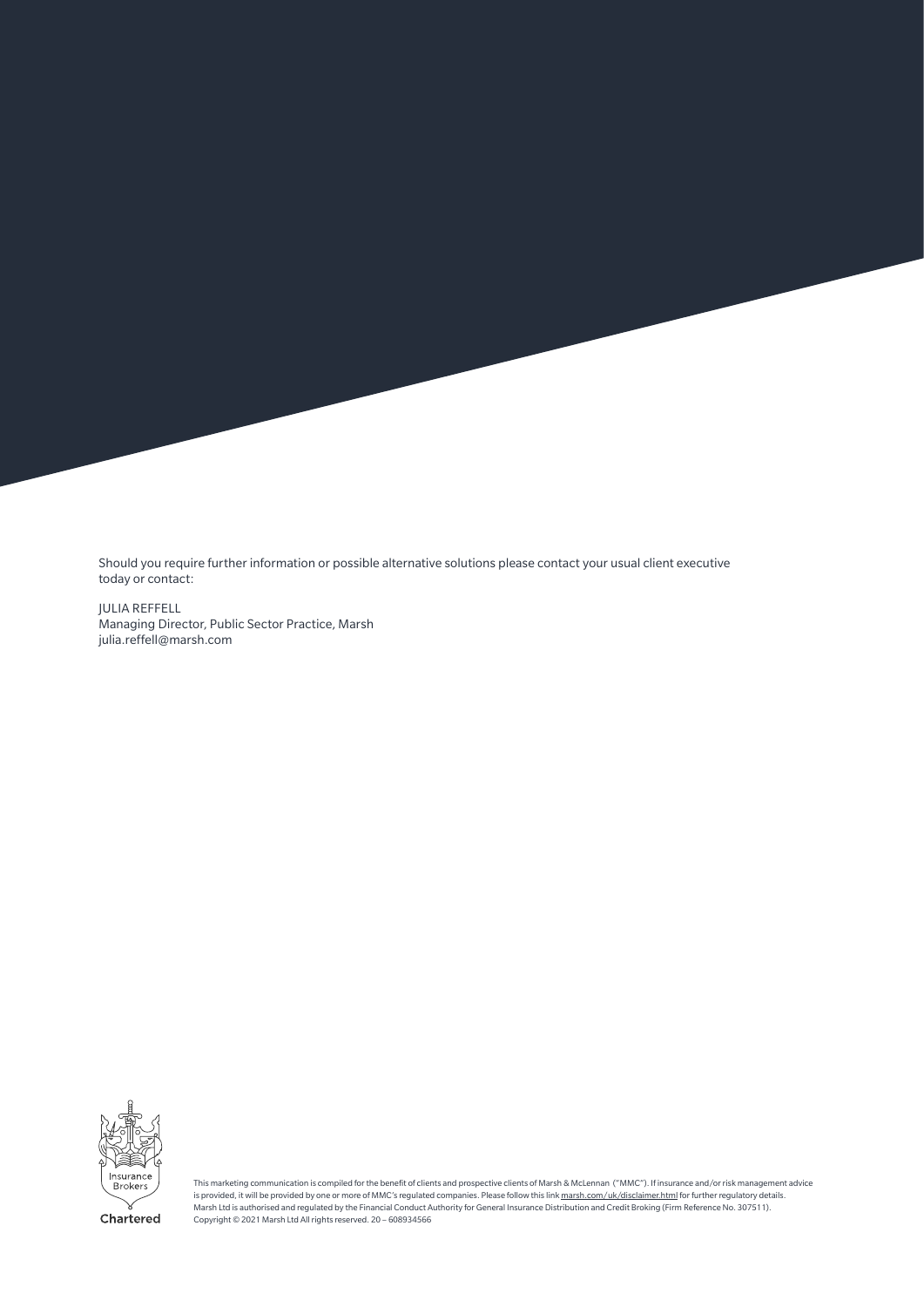Should you require further information or possible alternative solutions please contact your usual client executive today or contact:

JULIA REFFELL
Managing Director, Public Sector Practice, Marsh
julia.reffell@marsh.com

Insurance Brokers

Chartered

This marketing communication is compiled for the benefit of clients and prospective clients of Marsh & McLennan ("MMC"). If insurance and/or risk management advice is provided, it will be provided by one or more of MMC's regulated companies. Please follow this link marsh.com/uk/disclaimer.html for further regulatory details. Marsh Ltd is authorised and regulated by the Financial Conduct Authority for General Insurance Distribution and Credit Broking (Firm Reference No. 307511). Copyright © 2021 Marsh Ltd All rights reserved. 20 – 608934566